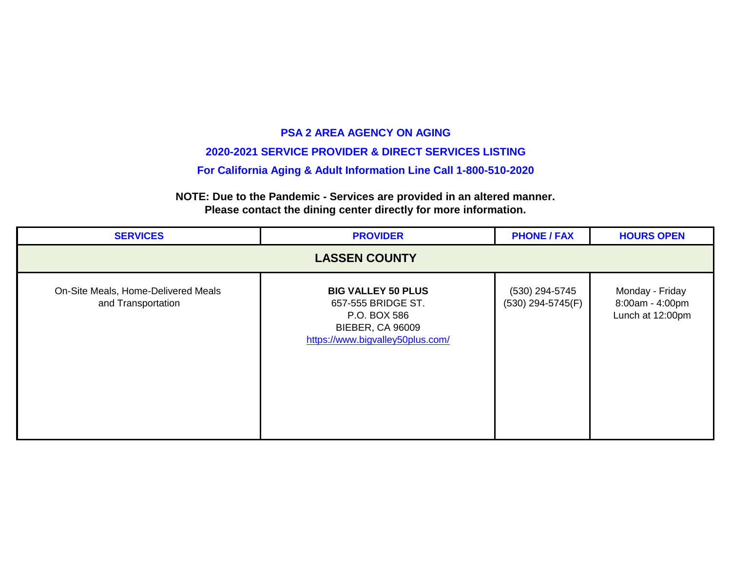# PSA 2 AREA AGENCY ON AGING

## 2020-2021 SERVICE PROVIDER & DIRECT SERVICES LISTING

### For California Aging & Adult Information Line Call 1-800-510-2020

**NOTE: Due to the Pandemic - Services are provided in an altered manner.**
**Please contact the dining center directly for more information.**

| SERVICES | PROVIDER | PHONE / FAX | HOURS OPEN |
|---|---|---|---|
| **LASSEN COUNTY** | | | |
| On-Site Meals, Home-Delivered Meals and Transportation | **BIG VALLEY 50 PLUS**<br>657-555 BRIDGE ST.<br>P.O. BOX 586<br>BIEBER, CA 96009<br>https://www.bigvalley50plus.com/ | (530) 294-5745<br>(530) 294-5745(F) | Monday - Friday<br>8:00am - 4:00pm<br>Lunch at 12:00pm |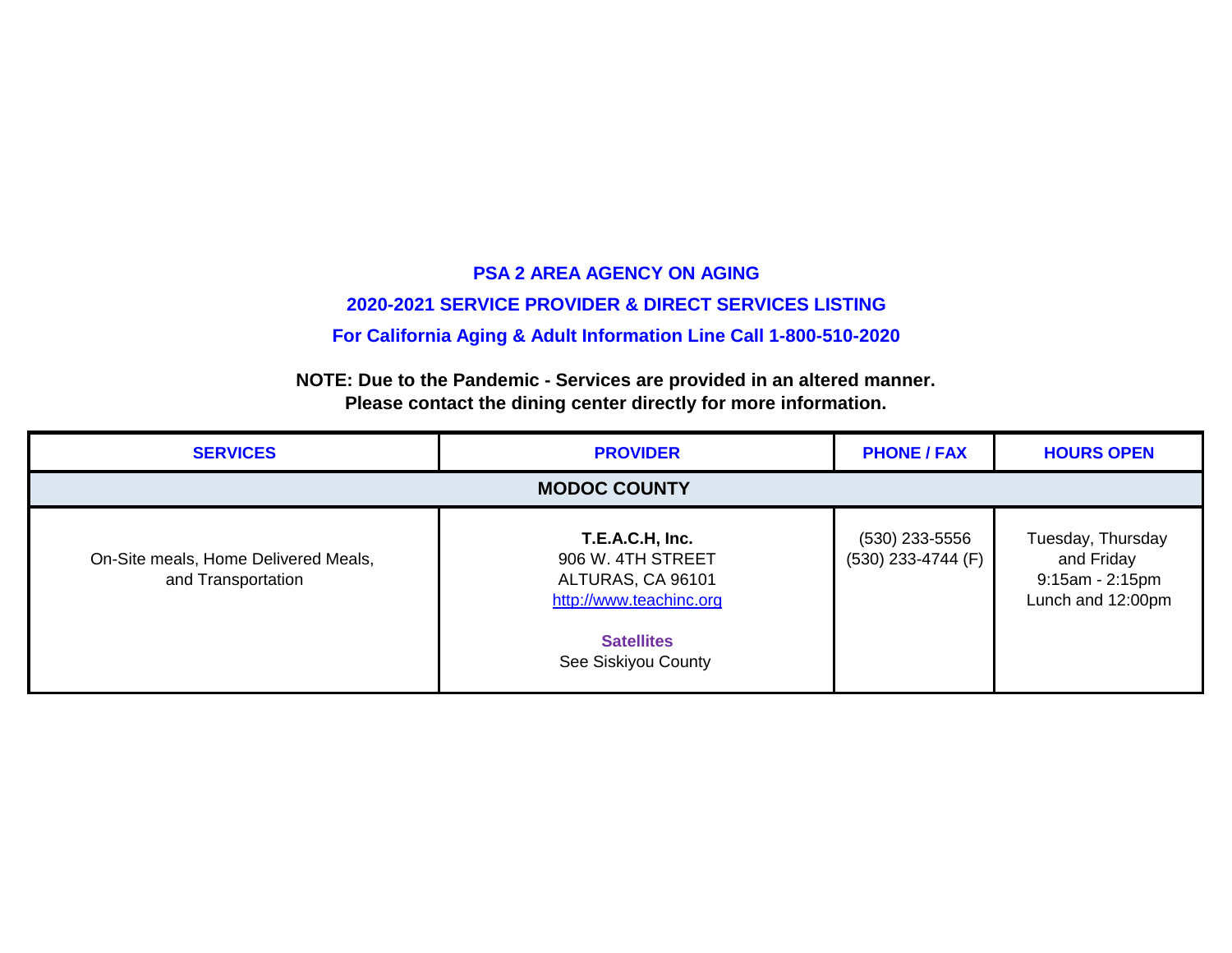**PSA 2 AREA AGENCY ON AGING**

**2020-2021 SERVICE PROVIDER & DIRECT SERVICES LISTING**

**For California Aging & Adult Information Line Call 1-800-510-2020**

**NOTE: Due to the Pandemic - Services are provided in an altered manner.**
**Please contact the dining center directly for more information.**

| SERVICES | PROVIDER | PHONE / FAX | HOURS OPEN |
|---|---|---|---|
| **MODOC COUNTY** | | | |
| On-Site meals, Home Delivered Meals, and Transportation | **T.E.A.C.H, Inc.**<br>906 W. 4TH STREET<br>ALTURAS, CA 96101<br>http://www.teachinc.org<br><br>**Satellites**<br>See Siskiyou County | (530) 233-5556<br>(530) 233-4744 (F) | Tuesday, Thursday and Friday<br>9:15am - 2:15pm<br>Lunch and 12:00pm |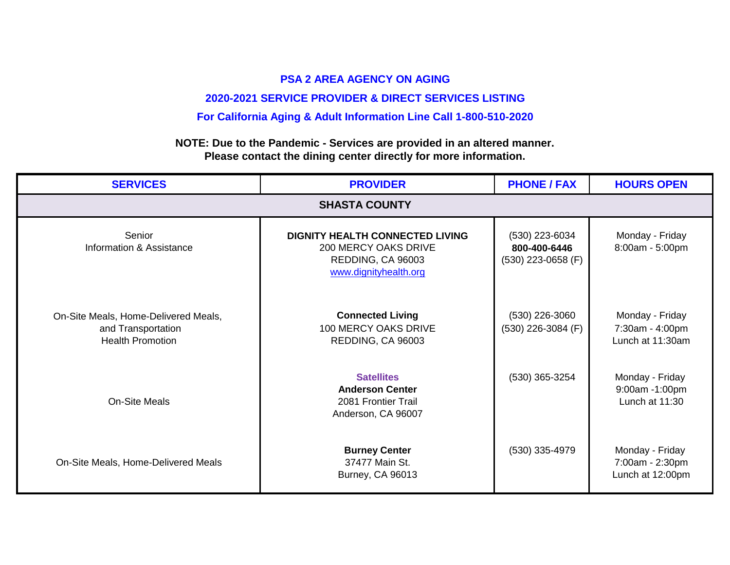**PSA 2 AREA AGENCY ON AGING**

**2020-2021 SERVICE PROVIDER & DIRECT SERVICES LISTING**

**For California Aging & Adult Information Line Call 1-800-510-2020**

**NOTE: Due to the Pandemic - Services are provided in an altered manner.**
**Please contact the dining center directly for more information.**

| SERVICES | PROVIDER | PHONE / FAX | HOURS OPEN |
|---|---|---|---|
| **SHASTA COUNTY** | | | |
| Senior<br>Information & Assistance | **DIGNITY HEALTH CONNECTED LIVING**<br>200 MERCY OAKS DRIVE<br>REDDING, CA 96003<br>www.dignityhealth.org | (530) 223-6034<br>**800-400-6446**<br>(530) 223-0658 (F) | Monday - Friday<br>8:00am - 5:00pm |
| On-Site Meals, Home-Delivered Meals,<br>and Transportation<br>Health Promotion | **Connected Living**<br>100 MERCY OAKS DRIVE<br>REDDING, CA 96003 | (530) 226-3060<br>(530) 226-3084 (F) | Monday - Friday<br>7:30am - 4:00pm<br>Lunch at 11:30am |
| On-Site Meals | **Satellites**<br>**Anderson Center**<br>2081 Frontier Trail<br>Anderson, CA 96007 | (530) 365-3254 | Monday - Friday<br>9:00am -1:00pm<br>Lunch at 11:30 |
| On-Site Meals, Home-Delivered Meals | **Burney Center**<br>37477 Main St.<br>Burney, CA 96013 | (530) 335-4979 | Monday - Friday<br>7:00am - 2:30pm<br>Lunch at 12:00pm |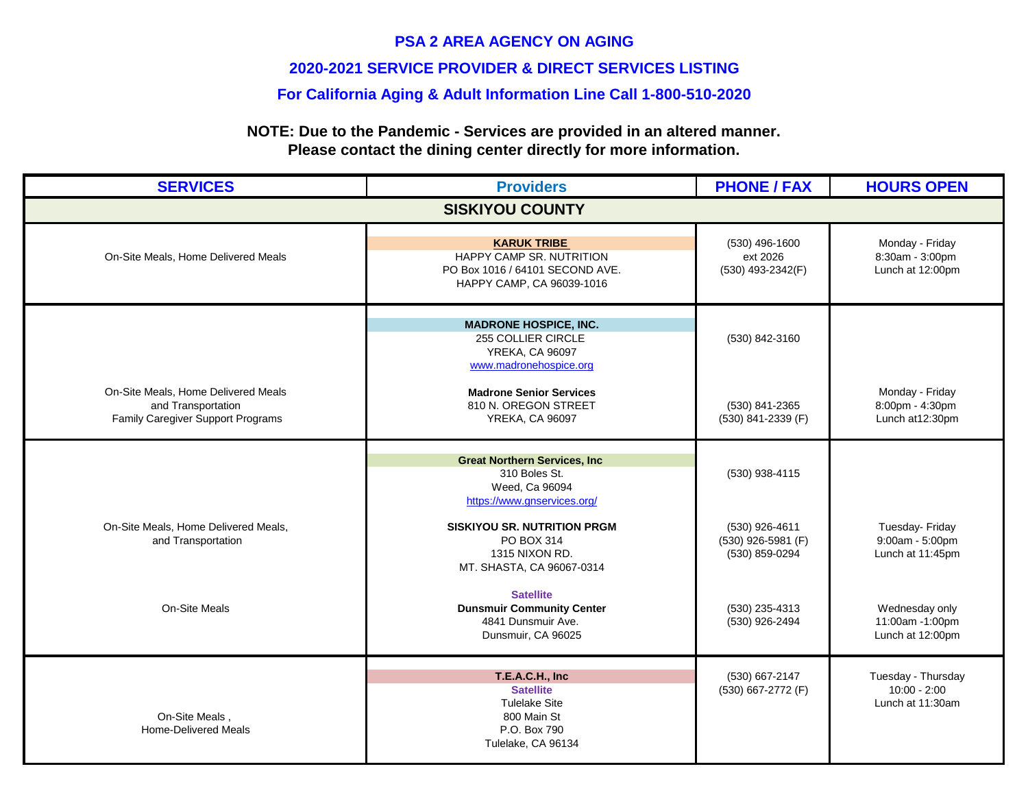**PSA 2 AREA AGENCY ON AGING**

**2020-2021 SERVICE PROVIDER & DIRECT SERVICES LISTING**

**For California Aging & Adult Information Line Call 1-800-510-2020**

**NOTE: Due to the Pandemic - Services are provided in an altered manner.**
**Please contact the dining center directly for more information.**

| SERVICES | Providers | PHONE / FAX | HOURS OPEN |
|---|---|---|---|
| **SISKIYOU COUNTY** | | | |
| On-Site Meals, Home Delivered Meals | **KARUK TRIBE**<br>HAPPY CAMP SR. NUTRITION<br>PO Box 1016 / 64101 SECOND AVE.<br>HAPPY CAMP, CA 96039-1016 | (530) 496-1600<br>ext 2026<br>(530) 493-2342(F) | Monday - Friday<br>8:30am - 3:00pm<br>Lunch at 12:00pm |
| | **MADRONE HOSPICE, INC.**<br>255 COLLIER CIRCLE<br>YREKA, CA 96097<br>www.madronehospice.org | (530) 842-3160 | |
| On-Site Meals, Home Delivered Meals and Transportation<br>Family Caregiver Support Programs | **Madrone Senior Services**<br>810 N. OREGON STREET<br>YREKA, CA 96097 | (530) 841-2365<br>(530) 841-2339 (F) | Monday - Friday<br>8:00pm - 4:30pm<br>Lunch at12:30pm |
| | **Great Northern Services, Inc**<br>310 Boles St.<br>Weed, Ca 96094<br>https://www.gnservices.org/ | (530) 938-4115 | |
| On-Site Meals, Home Delivered Meals, and Transportation | **SISKIYOU SR. NUTRITION PRGM**<br>PO BOX 314<br>1315 NIXON RD.<br>MT. SHASTA, CA 96067-0314 | (530) 926-4611<br>(530) 926-5981 (F)<br>(530) 859-0294 | Tuesday- Friday<br>9:00am - 5:00pm<br>Lunch at 11:45pm |
| On-Site Meals | **Satellite**<br>**Dunsmuir Community Center**<br>4841 Dunsmuir Ave.<br>Dunsmuir, CA 96025 | (530) 235-4313<br>(530) 926-2494 | Wednesday only<br>11:00am -1:00pm<br>Lunch at 12:00pm |
| On-Site Meals ,<br>Home-Delivered Meals | **T.E.A.C.H., Inc**<br>**Satellite**<br>Tulelake Site<br>800 Main St<br>P.O. Box 790<br>Tulelake, CA 96134 | (530) 667-2147<br>(530) 667-2772 (F) | Tuesday - Thursday<br>10:00 - 2:00<br>Lunch at 11:30am |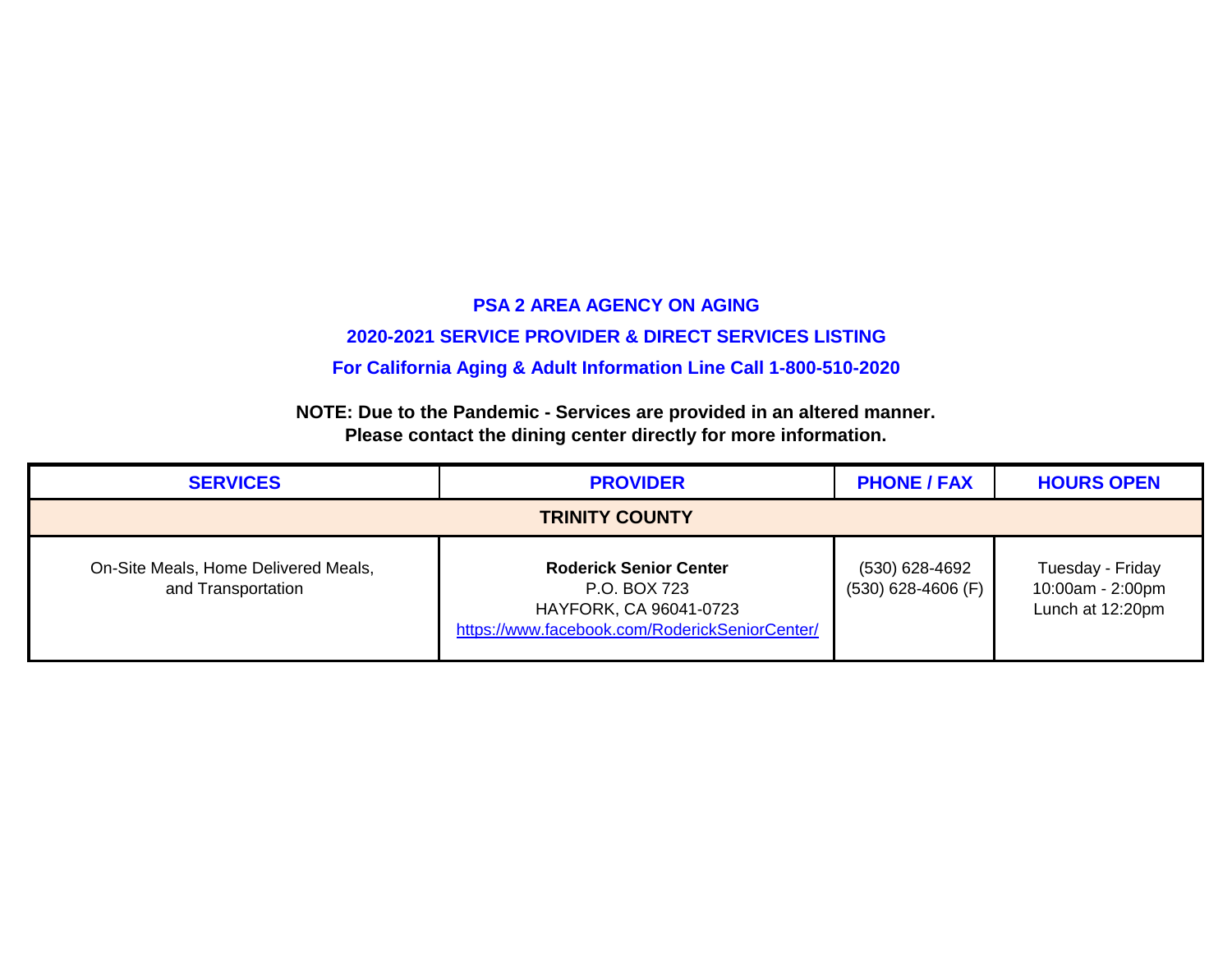**PSA 2 AREA AGENCY ON AGING**

**2020-2021 SERVICE PROVIDER & DIRECT SERVICES LISTING**

**For California Aging & Adult Information Line Call 1-800-510-2020**

**NOTE: Due to the Pandemic - Services are provided in an altered manner.**
**Please contact the dining center directly for more information.**

| SERVICES | PROVIDER | PHONE / FAX | HOURS OPEN |
|---|---|---|---|
| **TRINITY COUNTY** | | | |
| On-Site Meals, Home Delivered Meals, and Transportation | **Roderick Senior Center**<br>P.O. BOX 723<br>HAYFORK, CA 96041-0723<br>https://www.facebook.com/RoderickSeniorCenter/ | (530) 628-4692<br>(530) 628-4606 (F) | Tuesday - Friday<br>10:00am - 2:00pm<br>Lunch at 12:20pm |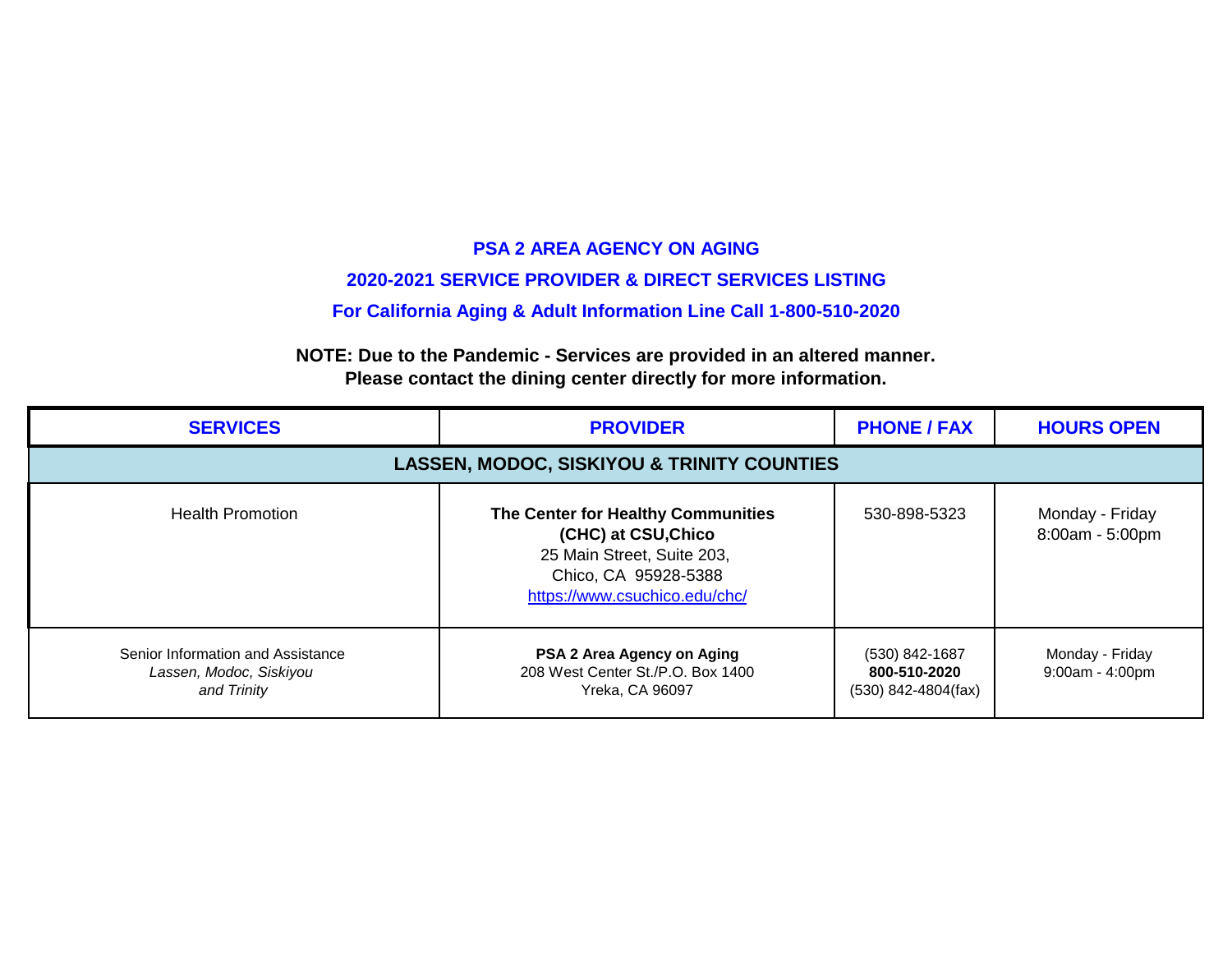**PSA 2 AREA AGENCY ON AGING**

**2020-2021 SERVICE PROVIDER & DIRECT SERVICES LISTING**

**For California Aging & Adult Information Line Call 1-800-510-2020**

**NOTE: Due to the Pandemic - Services are provided in an altered manner.**
**Please contact the dining center directly for more information.**

| SERVICES | PROVIDER | PHONE / FAX | HOURS OPEN |
|---|---|---|---|
| **LASSEN, MODOC, SISKIYOU & TRINITY COUNTIES** | | | |
| Health Promotion | **The Center for Healthy Communities (CHC) at CSU,Chico**<br>25 Main Street, Suite 203,<br>Chico, CA 95928-5388<br>https://www.csuchico.edu/chc/ | 530-898-5323 | Monday - Friday<br>8:00am - 5:00pm |
| Senior Information and Assistance<br>*Lassen, Modoc, Siskiyou and Trinity* | **PSA 2 Area Agency on Aging**<br>208 West Center St./P.O. Box 1400<br>Yreka, CA 96097 | (530) 842-1687<br>**800-510-2020**<br>(530) 842-4804(fax) | Monday - Friday<br>9:00am - 4:00pm |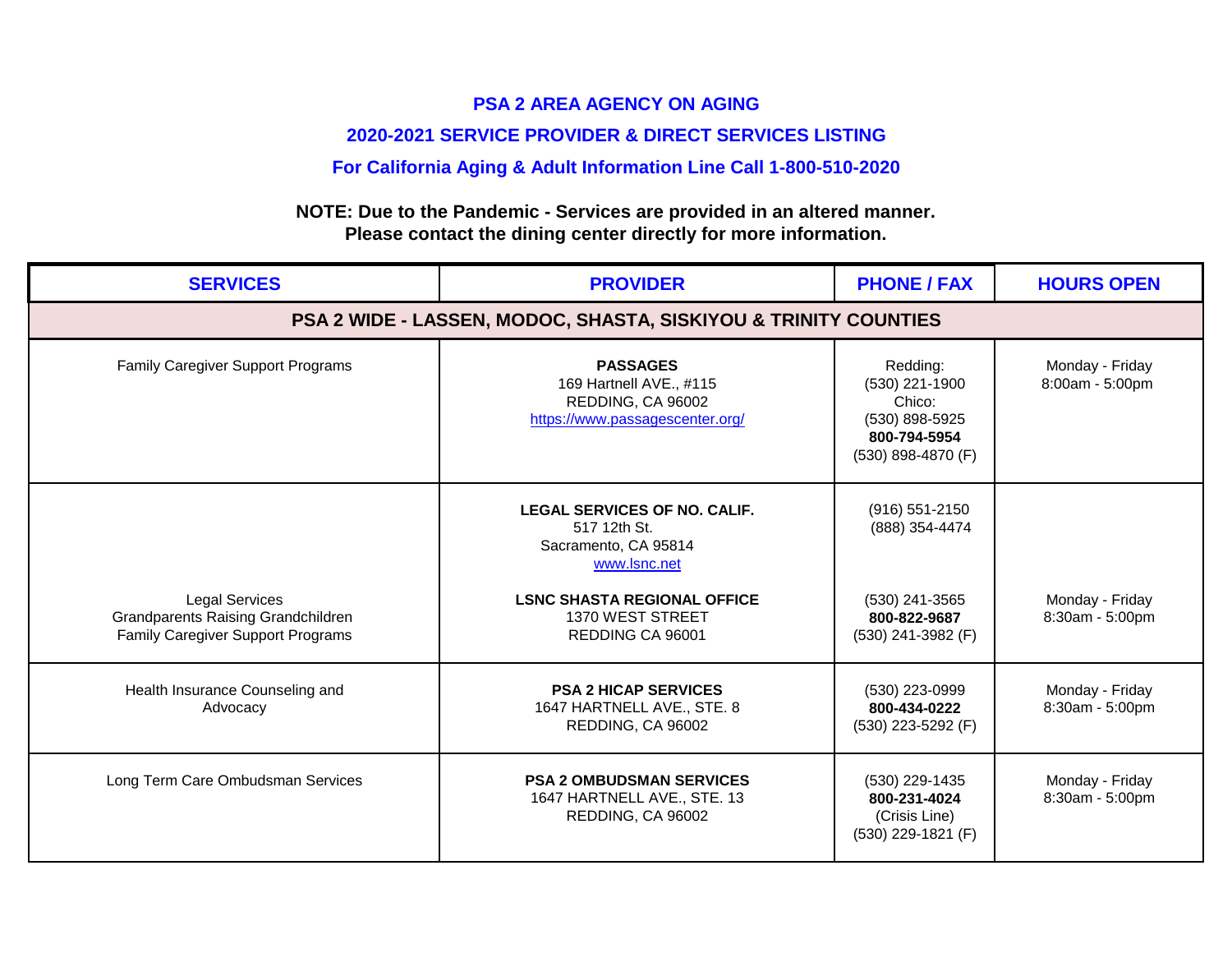**PSA 2 AREA AGENCY ON AGING**

**2020-2021 SERVICE PROVIDER & DIRECT SERVICES LISTING**

**For California Aging & Adult Information Line Call 1-800-510-2020**

**NOTE: Due to the Pandemic - Services are provided in an altered manner.**
**Please contact the dining center directly for more information.**

| SERVICES | PROVIDER | PHONE / FAX | HOURS OPEN |
|---|---|---|---|
| **PSA 2 WIDE - LASSEN, MODOC, SHASTA, SISKIYOU & TRINITY COUNTIES** | | | |
| Family Caregiver Support Programs | **PASSAGES**<br>169 Hartnell AVE., #115<br>REDDING, CA 96002<br>https://www.passagescenter.org/ | Redding:<br>(530) 221-1900<br>Chico:<br>(530) 898-5925<br>**800-794-5954**<br>(530) 898-4870 (F) | Monday - Friday<br>8:00am - 5:00pm |
| | **LEGAL SERVICES OF NO. CALIF.**<br>517 12th St.<br>Sacramento, CA 95814<br>www.lsnc.net | (916) 551-2150<br>(888) 354-4474 | |
| Legal Services<br>Grandparents Raising Grandchildren<br>Family Caregiver Support Programs | **LSNC SHASTA REGIONAL OFFICE**<br>1370 WEST STREET<br>REDDING CA 96001 | (530) 241-3565<br>**800-822-9687**<br>(530) 241-3982 (F) | Monday - Friday<br>8:30am - 5:00pm |
| Health Insurance Counseling and Advocacy | **PSA 2 HICAP SERVICES**<br>1647 HARTNELL AVE., STE. 8<br>REDDING, CA 96002 | (530) 223-0999<br>**800-434-0222**<br>(530) 223-5292 (F) | Monday - Friday<br>8:30am - 5:00pm |
| Long Term Care Ombudsman Services | **PSA 2 OMBUDSMAN SERVICES**<br>1647 HARTNELL AVE., STE. 13<br>REDDING, CA 96002 | (530) 229-1435<br>**800-231-4024**<br>(Crisis Line)<br>(530) 229-1821 (F) | Monday - Friday<br>8:30am - 5:00pm |